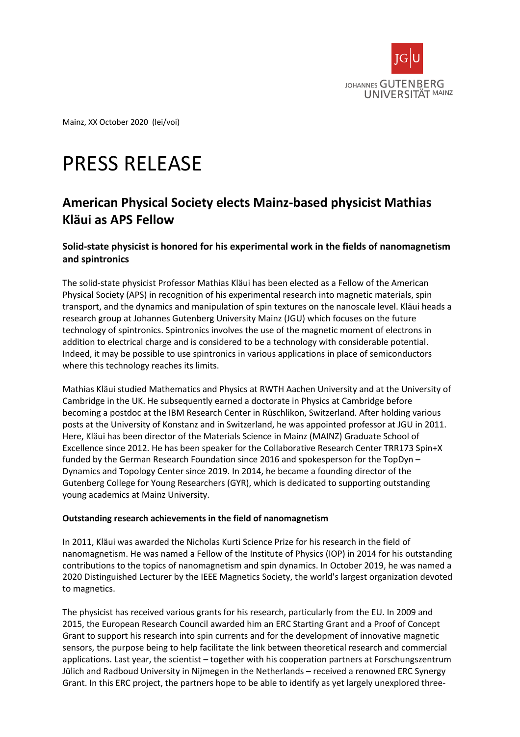Mainz, XX October 2020 (lei/voi)

# PRESS RELEASE

## American Physical Society elects Mainz-based physicist Mathias Kläui as APS Fellow

### Solid-state physicist is honored for his experimental work in the fields of nanomagnetism and spintronics

The solid-state physicist Professor Mathias Kläui has been elected as a Fellow of the American Physical Society (APS) in recognition of his experimental research into magnetic materials, spin transport, and the dynamics and manipulation of spin textures on the nanoscale level. Kläui heads a research group at Johannes Gutenberg University Mainz (JGU) which focuses on the future technology of spintronics. Spintronics involves the use of the magnetic moment of electrons in addition to electrical charge and is considered to be a technology with considerable potential. Indeed, it may be possible to use spintronics in various applications in place of semiconductors where this technology reaches its limits.

Mathias Kläui studied Mathematics and Physics at RWTH Aachen University and at the University of Cambridge in the UK. He subsequently earned a doctorate in Physics at Cambridge before becoming a postdoc at the IBM Research Center in Rüschlikon, Switzerland. After holding various posts at the University of Konstanz and in Switzerland, he was appointed professor at JGU in 2011. Here, Kläui has been director of the Materials Science in Mainz (MAINZ) Graduate School of Excellence since 2012. He has been speaker for the Collaborative Research Center TRR173 Spin+X funded by the German Research Foundation since 2016 and spokesperson for the TopDyn – Dynamics and Topology Center since 2019. In 2014, he became a founding director of the Gutenberg College for Young Researchers (GYR), which is dedicated to supporting outstanding young academics at Mainz University.

**Outstanding research achievements in the field of nanomagnetism**

In 2011, Kläui was awarded the Nicholas Kurti Science Prize for his research in the field of nanomagnetism. He was named a Fellow of the Institute of Physics (IOP) in 2014 for his outstanding contributions to the topics of nanomagnetism and spin dynamics. In October 2019, he was named a 2020 Distinguished Lecturer by the IEEE Magnetics Society, the world's largest organization devoted to magnetics.

The physicist has received various grants for his research, particularly from the EU. In 2009 and 2015, the European Research Council awarded him an ERC Starting Grant and a Proof of Concept Grant to support his research into spin currents and for the development of innovative magnetic sensors, the purpose being to help facilitate the link between theoretical research and commercial applications. Last year, the scientist – together with his cooperation partners at Forschungszentrum Jülich and Radboud University in Nijmegen in the Netherlands – received a renowned ERC Synergy Grant. In this ERC project, the partners hope to be able to identify as yet largely unexplored three-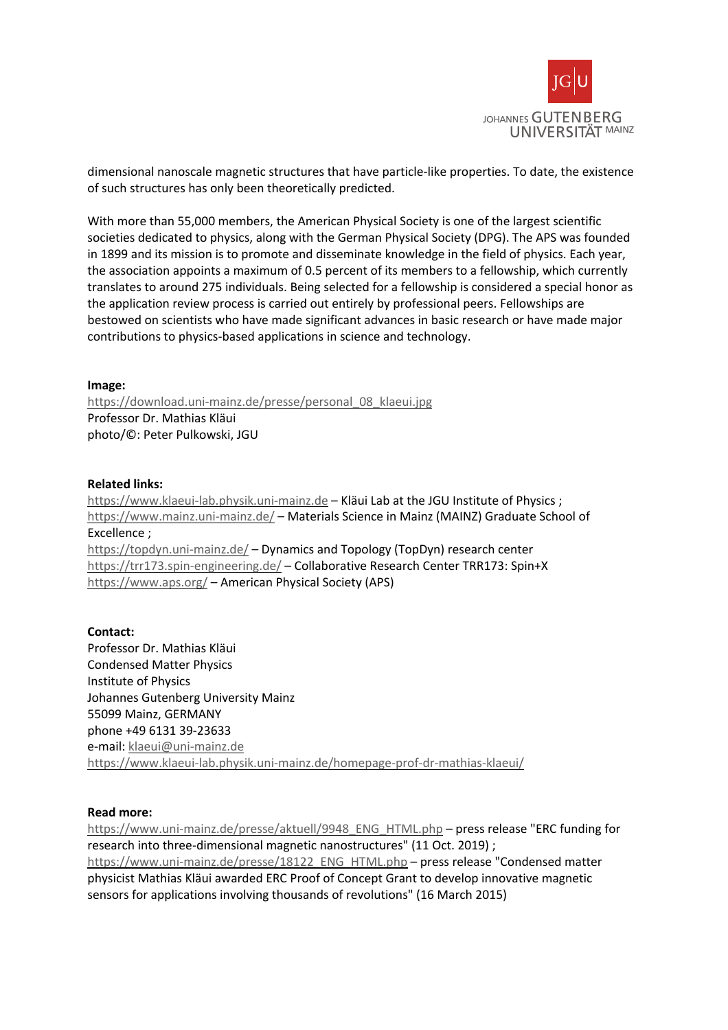dimensional nanoscale magnetic structures that have particle-like properties. To date, the existence of such structures has only been theoretically predicted.

With more than 55,000 members, the American Physical Society is one of the largest scientific societies dedicated to physics, along with the German Physical Society (DPG). The APS was founded in 1899 and its mission is to promote and disseminate knowledge in the field of physics. Each year, the association appoints a maximum of 0.5 percent of its members to a fellowship, which currently translates to around 275 individuals. Being selected for a fellowship is considered a special honor as the application review process is carried out entirely by professional peers. Fellowships are bestowed on scientists who have made significant advances in basic research or have made major contributions to physics-based applications in science and technology.

**Image:**
https://download.uni-mainz.de/presse/personal_08_klaeui.jpg
Professor Dr. Mathias Kläui
photo/©: Peter Pulkowski, JGU

**Related links:**
https://www.klaeui-lab.physik.uni-mainz.de – Kläui Lab at the JGU Institute of Physics ;
https://www.mainz.uni-mainz.de/ – Materials Science in Mainz (MAINZ) Graduate School of Excellence ;
https://topdyn.uni-mainz.de/ – Dynamics and Topology (TopDyn) research center
https://trr173.spin-engineering.de/ – Collaborative Research Center TRR173: Spin+X
https://www.aps.org/ – American Physical Society (APS)

**Contact:**
Professor Dr. Mathias Kläui
Condensed Matter Physics
Institute of Physics
Johannes Gutenberg University Mainz
55099 Mainz, GERMANY
phone +49 6131 39-23633
e-mail: klaeui@uni-mainz.de
https://www.klaeui-lab.physik.uni-mainz.de/homepage-prof-dr-mathias-klaeui/

**Read more:**
https://www.uni-mainz.de/presse/aktuell/9948_ENG_HTML.php – press release "ERC funding for research into three-dimensional magnetic nanostructures" (11 Oct. 2019) ;
https://www.uni-mainz.de/presse/18122_ENG_HTML.php – press release "Condensed matter physicist Mathias Kläui awarded ERC Proof of Concept Grant to develop innovative magnetic sensors for applications involving thousands of revolutions" (16 March 2015)